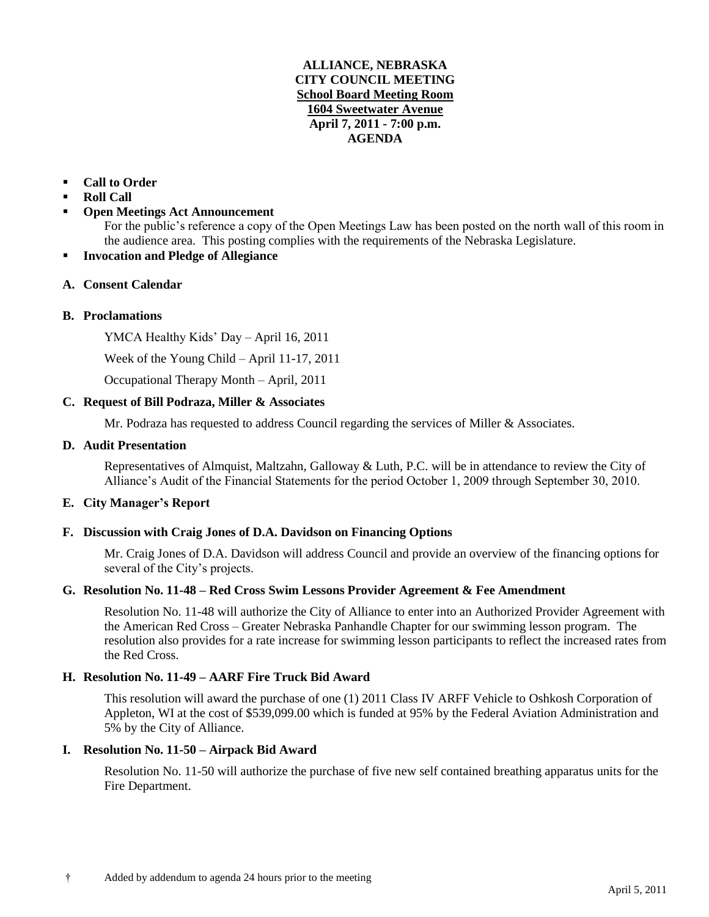# ALLIANCE, NEBRASKA
# CITY COUNCIL MEETING
**School Board Meeting Room**
**1604 Sweetwater Avenue**
**April 7, 2011 - 7:00 p.m.**
**AGENDA**

- **Call to Order**
- **Roll Call**
- **Open Meetings Act Announcement**

  For the public's reference a copy of the Open Meetings Law has been posted on the north wall of this room in the audience area. This posting complies with the requirements of the Nebraska Legislature.

- **Invocation and Pledge of Allegiance**

**A. Consent Calendar**

**B. Proclamations**

YMCA Healthy Kids' Day – April 16, 2011

Week of the Young Child – April 11-17, 2011

Occupational Therapy Month – April, 2011

**C. Request of Bill Podraza, Miller & Associates**

Mr. Podraza has requested to address Council regarding the services of Miller & Associates.

**D. Audit Presentation**

Representatives of Almquist, Maltzahn, Galloway & Luth, P.C. will be in attendance to review the City of Alliance's Audit of the Financial Statements for the period October 1, 2009 through September 30, 2010.

**E. City Manager's Report**

**F. Discussion with Craig Jones of D.A. Davidson on Financing Options**

Mr. Craig Jones of D.A. Davidson will address Council and provide an overview of the financing options for several of the City's projects.

**G. Resolution No. 11-48 – Red Cross Swim Lessons Provider Agreement & Fee Amendment**

Resolution No. 11-48 will authorize the City of Alliance to enter into an Authorized Provider Agreement with the American Red Cross – Greater Nebraska Panhandle Chapter for our swimming lesson program. The resolution also provides for a rate increase for swimming lesson participants to reflect the increased rates from the Red Cross.

**H. Resolution No. 11-49 – AARF Fire Truck Bid Award**

This resolution will award the purchase of one (1) 2011 Class IV ARFF Vehicle to Oshkosh Corporation of Appleton, WI at the cost of $539,099.00 which is funded at 95% by the Federal Aviation Administration and 5% by the City of Alliance.

**I. Resolution No. 11-50 – Airpack Bid Award**

Resolution No. 11-50 will authorize the purchase of five new self contained breathing apparatus units for the Fire Department.

† Added by addendum to agenda 24 hours prior to the meeting

April 5, 2011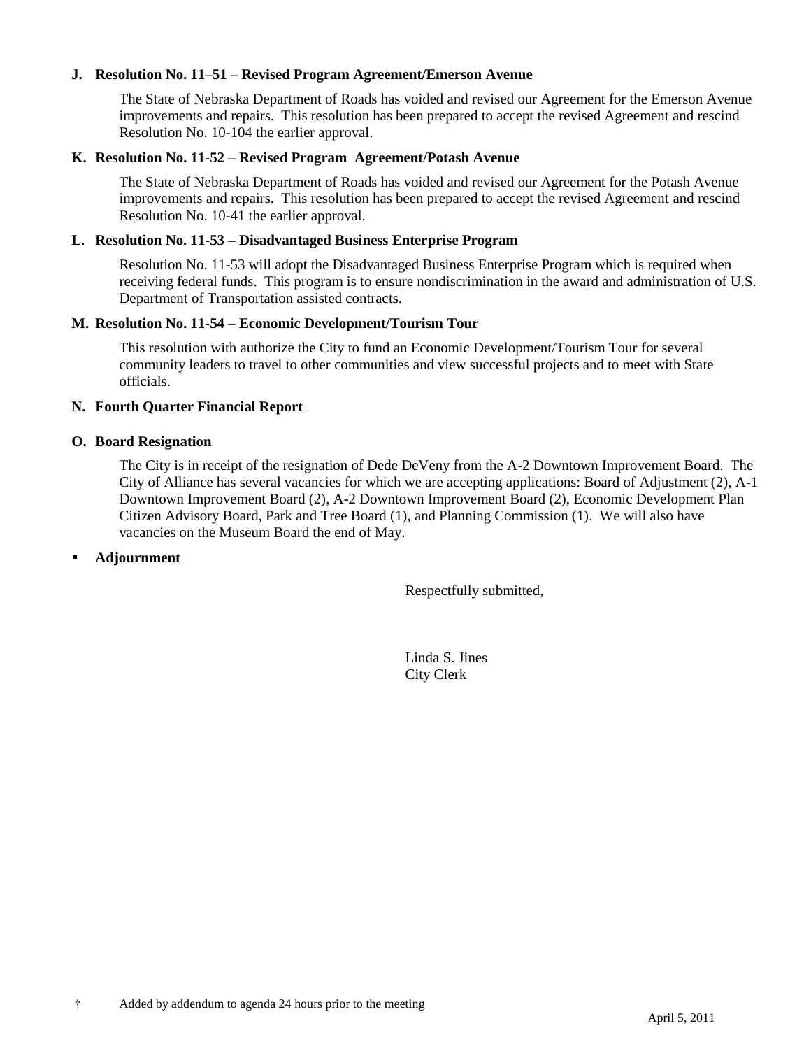**J. Resolution No. 11–51 – Revised Program Agreement/Emerson Avenue**

The State of Nebraska Department of Roads has voided and revised our Agreement for the Emerson Avenue improvements and repairs. This resolution has been prepared to accept the revised Agreement and rescind Resolution No. 10-104 the earlier approval.

**K. Resolution No. 11-52 – Revised Program Agreement/Potash Avenue**

The State of Nebraska Department of Roads has voided and revised our Agreement for the Potash Avenue improvements and repairs. This resolution has been prepared to accept the revised Agreement and rescind Resolution No. 10-41 the earlier approval.

**L. Resolution No. 11-53 – Disadvantaged Business Enterprise Program**

Resolution No. 11-53 will adopt the Disadvantaged Business Enterprise Program which is required when receiving federal funds. This program is to ensure nondiscrimination in the award and administration of U.S. Department of Transportation assisted contracts.

**M. Resolution No. 11-54 – Economic Development/Tourism Tour**

This resolution with authorize the City to fund an Economic Development/Tourism Tour for several community leaders to travel to other communities and view successful projects and to meet with State officials.

**N. Fourth Quarter Financial Report**

**O. Board Resignation**

The City is in receipt of the resignation of Dede DeVeny from the A-2 Downtown Improvement Board. The City of Alliance has several vacancies for which we are accepting applications: Board of Adjustment (2), A-1 Downtown Improvement Board (2), A-2 Downtown Improvement Board (2), Economic Development Plan Citizen Advisory Board, Park and Tree Board (1), and Planning Commission (1). We will also have vacancies on the Museum Board the end of May.

- **Adjournment**

Respectfully submitted,

Linda S. Jines
City Clerk

† Added by addendum to agenda 24 hours prior to the meeting

April 5, 2011